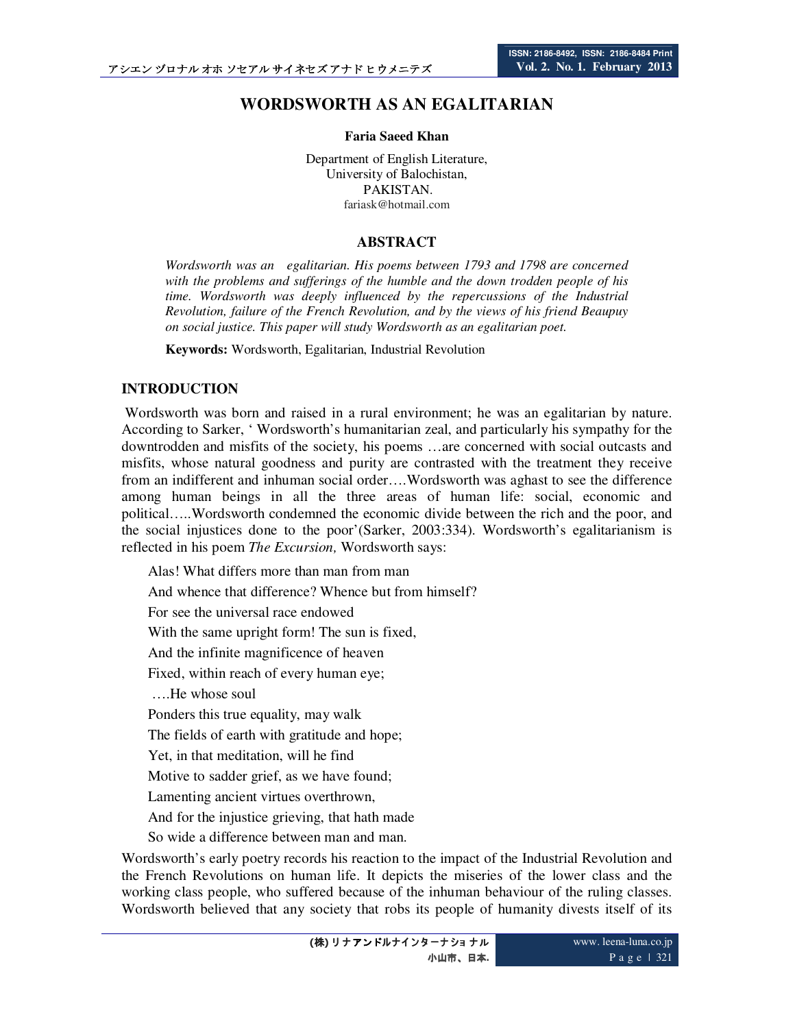# WORDSWORTH AS AN EGALITARIAN

**Faria Saeed Khan**

Department of English Literature,
University of Balochistan,
PAKISTAN.
fariask@hotmail.com

## ABSTRACT

*Wordsworth was an egalitarian. His poems between 1793 and 1798 are concerned with the problems and sufferings of the humble and the down trodden people of his time. Wordsworth was deeply influenced by the repercussions of the Industrial Revolution, failure of the French Revolution, and by the views of his friend Beaupuy on social justice. This paper will study Wordsworth as an egalitarian poet.*

**Keywords:** Wordsworth, Egalitarian, Industrial Revolution

## INTRODUCTION

Wordsworth was born and raised in a rural environment; he was an egalitarian by nature. According to Sarker, ' Wordsworth's humanitarian zeal, and particularly his sympathy for the downtrodden and misfits of the society, his poems …are concerned with social outcasts and misfits, whose natural goodness and purity are contrasted with the treatment they receive from an indifferent and inhuman social order….Wordsworth was aghast to see the difference among human beings in all the three areas of human life: social, economic and political…..Wordsworth condemned the economic divide between the rich and the poor, and the social injustices done to the poor'(Sarker, 2003:334). Wordsworth's egalitarianism is reflected in his poem *The Excursion,* Wordsworth says:

> Alas! What differs more than man from man
> And whence that difference? Whence but from himself?
> For see the universal race endowed
> With the same upright form! The sun is fixed,
> And the infinite magnificence of heaven
> Fixed, within reach of every human eye;
> ….He whose soul
> Ponders this true equality, may walk
> The fields of earth with gratitude and hope;
> Yet, in that meditation, will he find
> Motive to sadder grief, as we have found;
> Lamenting ancient virtues overthrown,
> And for the injustice grieving, that hath made
> So wide a difference between man and man.

Wordsworth's early poetry records his reaction to the impact of the Industrial Revolution and the French Revolutions on human life. It depicts the miseries of the lower class and the working class people, who suffered because of the inhuman behaviour of the ruling classes. Wordsworth believed that any society that robs its people of humanity divests itself of its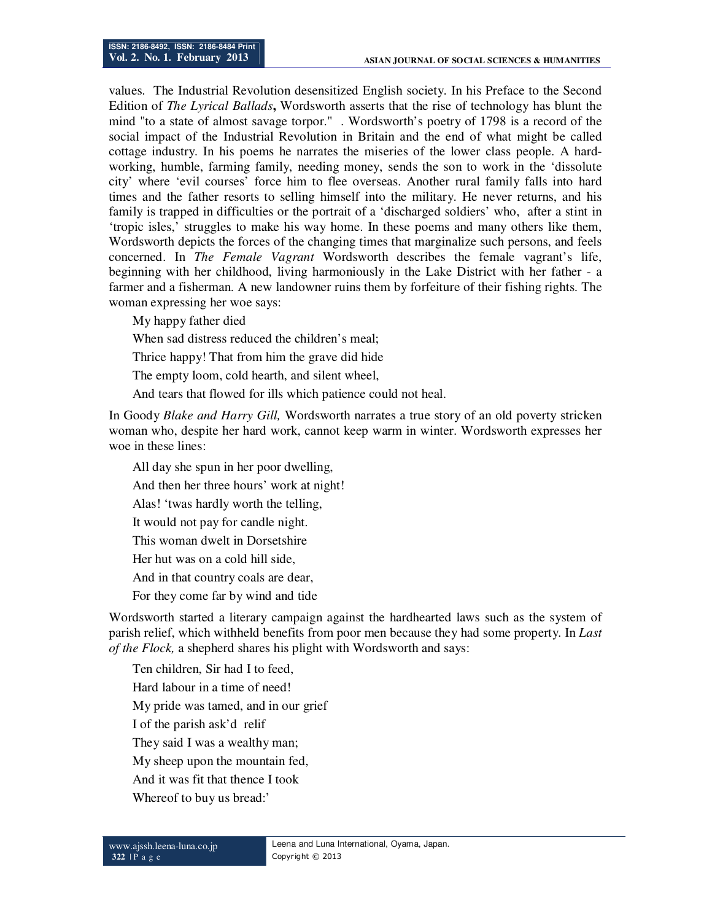values. The Industrial Revolution desensitized English society. In his Preface to the Second Edition of *The Lyrical Ballads***,** Wordsworth asserts that the rise of technology has blunt the mind "to a state of almost savage torpor." . Wordsworth's poetry of 1798 is a record of the social impact of the Industrial Revolution in Britain and the end of what might be called cottage industry. In his poems he narrates the miseries of the lower class people. A hard-working, humble, farming family, needing money, sends the son to work in the 'dissolute city' where 'evil courses' force him to flee overseas. Another rural family falls into hard times and the father resorts to selling himself into the military. He never returns, and his family is trapped in difficulties or the portrait of a 'discharged soldiers' who, after a stint in 'tropic isles,' struggles to make his way home. In these poems and many others like them, Wordsworth depicts the forces of the changing times that marginalize such persons, and feels concerned. In *The Female Vagrant* Wordsworth describes the female vagrant's life, beginning with her childhood, living harmoniously in the Lake District with her father - a farmer and a fisherman. A new landowner ruins them by forfeiture of their fishing rights. The woman expressing her woe says:

> My happy father died
> When sad distress reduced the children's meal;
> Thrice happy! That from him the grave did hide
> The empty loom, cold hearth, and silent wheel,
> And tears that flowed for ills which patience could not heal.

In Goody *Blake and Harry Gill,* Wordsworth narrates a true story of an old poverty stricken woman who, despite her hard work, cannot keep warm in winter. Wordsworth expresses her woe in these lines:

> All day she spun in her poor dwelling,
> And then her three hours' work at night!
> Alas! 'twas hardly worth the telling,
> It would not pay for candle night.
> This woman dwelt in Dorsetshire
> Her hut was on a cold hill side,
> And in that country coals are dear,
> For they come far by wind and tide

Wordsworth started a literary campaign against the hardhearted laws such as the system of parish relief, which withheld benefits from poor men because they had some property. In *Last of the Flock,* a shepherd shares his plight with Wordsworth and says:

> Ten children, Sir had I to feed,
> Hard labour in a time of need!
> My pride was tamed, and in our grief
> I of the parish ask'd relif
> They said I was a wealthy man;
> My sheep upon the mountain fed,
> And it was fit that thence I took
> Whereof to buy us bread:'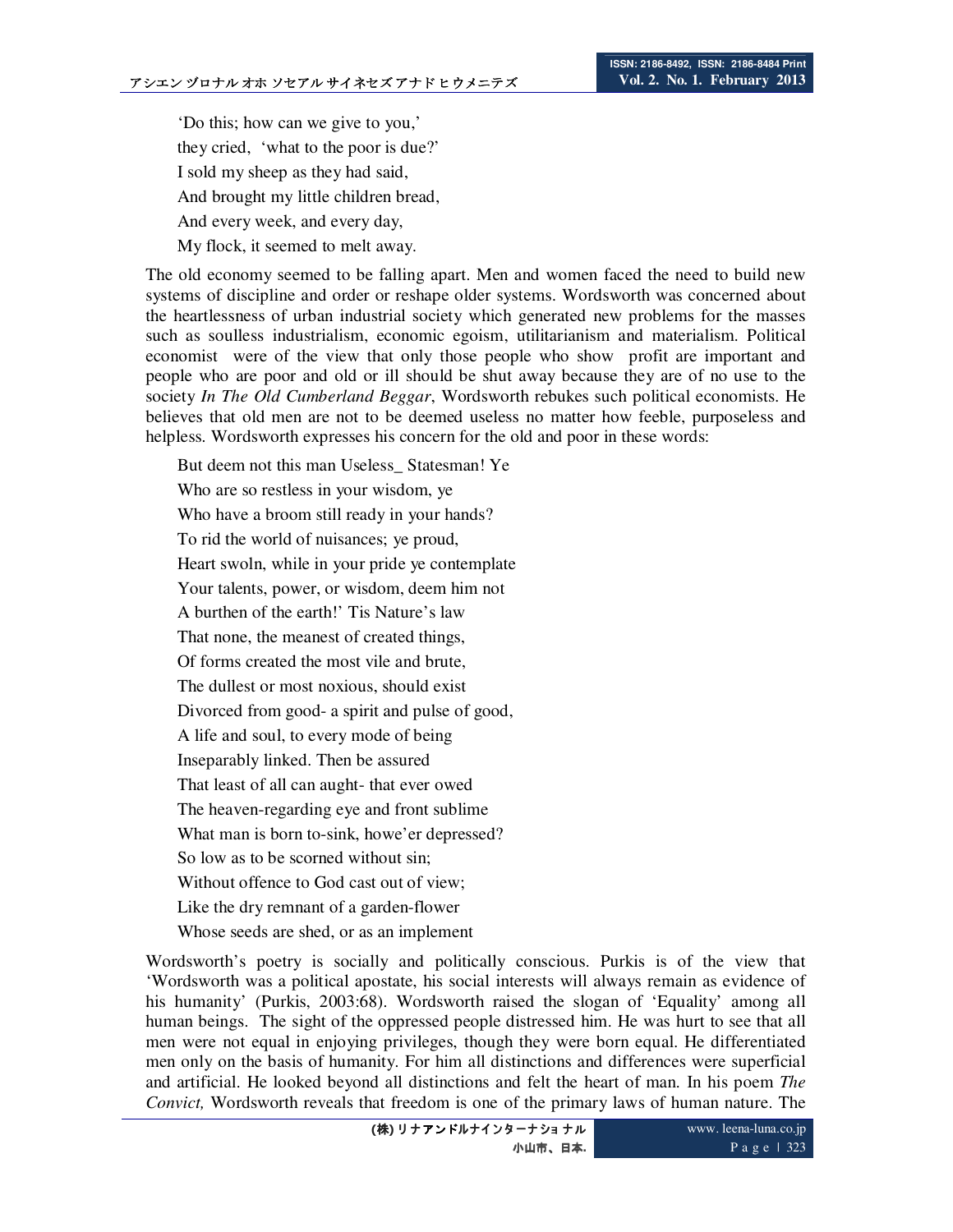'Do this; how can we give to you,'  
they cried, 'what to the poor is due?'  
I sold my sheep as they had said,  
And brought my little children bread,  
And every week, and every day,  
My flock, it seemed to melt away.

The old economy seemed to be falling apart. Men and women faced the need to build new systems of discipline and order or reshape older systems. Wordsworth was concerned about the heartlessness of urban industrial society which generated new problems for the masses such as soulless industrialism, economic egoism, utilitarianism and materialism. Political economist were of the view that only those people who show profit are important and people who are poor and old or ill should be shut away because they are of no use to the society *In The Old Cumberland Beggar*, Wordsworth rebukes such political economists. He believes that old men are not to be deemed useless no matter how feeble, purposeless and helpless. Wordsworth expresses his concern for the old and poor in these words:

But deem not this man Useless_ Statesman! Ye  
Who are so restless in your wisdom, ye  
Who have a broom still ready in your hands?  
To rid the world of nuisances; ye proud,  
Heart swoln, while in your pride ye contemplate  
Your talents, power, or wisdom, deem him not  
A burthen of the earth!' Tis Nature's law  
That none, the meanest of created things,  
Of forms created the most vile and brute,  
The dullest or most noxious, should exist  
Divorced from good- a spirit and pulse of good,  
A life and soul, to every mode of being  
Inseparably linked. Then be assured  
That least of all can aught- that ever owed  
The heaven-regarding eye and front sublime  
What man is born to-sink, howe'er depressed?  
So low as to be scorned without sin;  
Without offence to God cast out of view;  
Like the dry remnant of a garden-flower  
Whose seeds are shed, or as an implement

Wordsworth's poetry is socially and politically conscious. Purkis is of the view that 'Wordsworth was a political apostate, his social interests will always remain as evidence of his humanity' (Purkis, 2003:68). Wordsworth raised the slogan of 'Equality' among all human beings. The sight of the oppressed people distressed him. He was hurt to see that all men were not equal in enjoying privileges, though they were born equal. He differentiated men only on the basis of humanity. For him all distinctions and differences were superficial and artificial. He looked beyond all distinctions and felt the heart of man. In his poem *The Convict,* Wordsworth reveals that freedom is one of the primary laws of human nature. The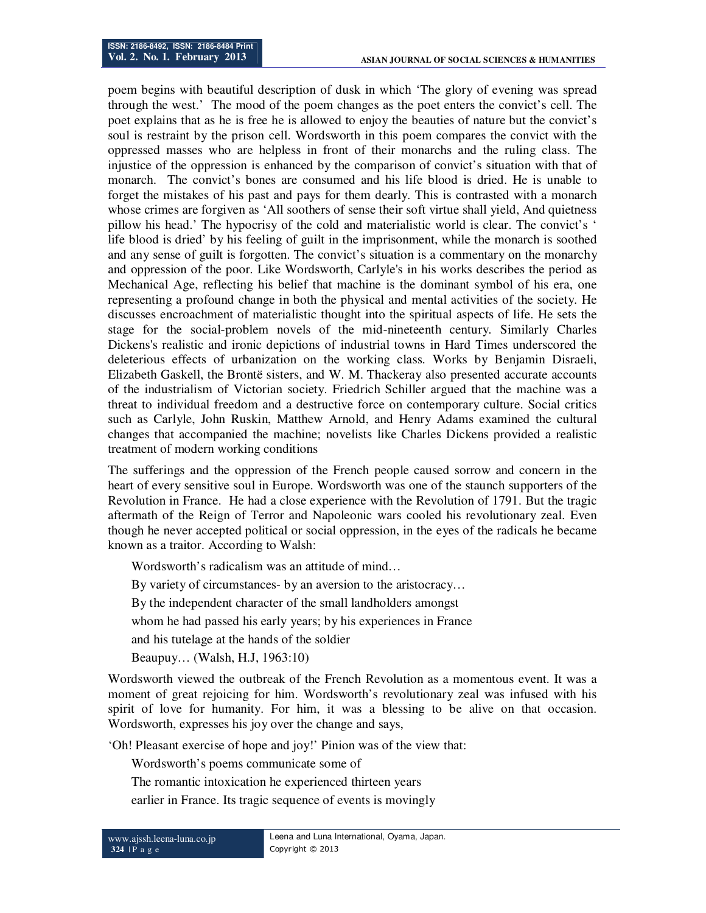poem begins with beautiful description of dusk in which 'The glory of evening was spread through the west.' The mood of the poem changes as the poet enters the convict's cell. The poet explains that as he is free he is allowed to enjoy the beauties of nature but the convict's soul is restraint by the prison cell. Wordsworth in this poem compares the convict with the oppressed masses who are helpless in front of their monarchs and the ruling class. The injustice of the oppression is enhanced by the comparison of convict's situation with that of monarch. The convict's bones are consumed and his life blood is dried. He is unable to forget the mistakes of his past and pays for them dearly. This is contrasted with a monarch whose crimes are forgiven as 'All soothers of sense their soft virtue shall yield, And quietness pillow his head.' The hypocrisy of the cold and materialistic world is clear. The convict's ' life blood is dried' by his feeling of guilt in the imprisonment, while the monarch is soothed and any sense of guilt is forgotten. The convict's situation is a commentary on the monarchy and oppression of the poor. Like Wordsworth, Carlyle's in his works describes the period as Mechanical Age, reflecting his belief that machine is the dominant symbol of his era, one representing a profound change in both the physical and mental activities of the society. He discusses encroachment of materialistic thought into the spiritual aspects of life. He sets the stage for the social-problem novels of the mid-nineteenth century. Similarly Charles Dickens's realistic and ironic depictions of industrial towns in Hard Times underscored the deleterious effects of urbanization on the working class. Works by Benjamin Disraeli, Elizabeth Gaskell, the Brontë sisters, and W. M. Thackeray also presented accurate accounts of the industrialism of Victorian society. Friedrich Schiller argued that the machine was a threat to individual freedom and a destructive force on contemporary culture. Social critics such as Carlyle, John Ruskin, Matthew Arnold, and Henry Adams examined the cultural changes that accompanied the machine; novelists like Charles Dickens provided a realistic treatment of modern working conditions

The sufferings and the oppression of the French people caused sorrow and concern in the heart of every sensitive soul in Europe. Wordsworth was one of the staunch supporters of the Revolution in France. He had a close experience with the Revolution of 1791. But the tragic aftermath of the Reign of Terror and Napoleonic wars cooled his revolutionary zeal. Even though he never accepted political or social oppression, in the eyes of the radicals he became known as a traitor. According to Walsh:

> Wordsworth's radicalism was an attitude of mind…
>
> By variety of circumstances- by an aversion to the aristocracy…
>
> By the independent character of the small landholders amongst
>
> whom he had passed his early years; by his experiences in France
>
> and his tutelage at the hands of the soldier
>
> Beaupuy… (Walsh, H.J, 1963:10)

Wordsworth viewed the outbreak of the French Revolution as a momentous event. It was a moment of great rejoicing for him. Wordsworth's revolutionary zeal was infused with his spirit of love for humanity. For him, it was a blessing to be alive on that occasion. Wordsworth, expresses his joy over the change and says,

'Oh! Pleasant exercise of hope and joy!' Pinion was of the view that:

> Wordsworth's poems communicate some of
>
> The romantic intoxication he experienced thirteen years
>
> earlier in France. Its tragic sequence of events is movingly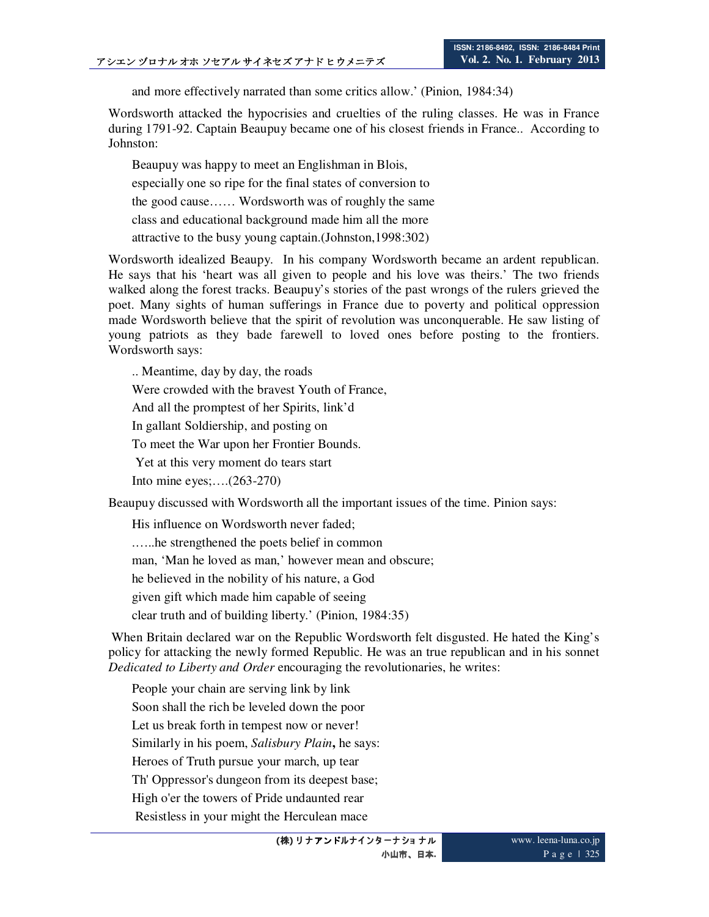and more effectively narrated than some critics allow.' (Pinion, 1984:34)

Wordsworth attacked the hypocrisies and cruelties of the ruling classes. He was in France during 1791-92. Captain Beaupuy became one of his closest friends in France.. According to Johnston:

> Beaupuy was happy to meet an Englishman in Blois,
> especially one so ripe for the final states of conversion to
> the good cause…… Wordsworth was of roughly the same
> class and educational background made him all the more
> attractive to the busy young captain.(Johnston,1998:302)

Wordsworth idealized Beaupy. In his company Wordsworth became an ardent republican. He says that his 'heart was all given to people and his love was theirs.' The two friends walked along the forest tracks. Beaupuy's stories of the past wrongs of the rulers grieved the poet. Many sights of human sufferings in France due to poverty and political oppression made Wordsworth believe that the spirit of revolution was unconquerable. He saw listing of young patriots as they bade farewell to loved ones before posting to the frontiers. Wordsworth says:

> .. Meantime, day by day, the roads
> Were crowded with the bravest Youth of France,
> And all the promptest of her Spirits, link'd
> In gallant Soldiership, and posting on
> To meet the War upon her Frontier Bounds.
> Yet at this very moment do tears start
> Into mine eyes;….(263-270)

Beaupuy discussed with Wordsworth all the important issues of the time. Pinion says:

> His influence on Wordsworth never faded;
> …...he strengthened the poets belief in common
> man, 'Man he loved as man,' however mean and obscure;
> he believed in the nobility of his nature, a God
> given gift which made him capable of seeing
> clear truth and of building liberty.' (Pinion, 1984:35)

When Britain declared war on the Republic Wordsworth felt disgusted. He hated the King's policy for attacking the newly formed Republic. He was an true republican and in his sonnet *Dedicated to Liberty and Order* encouraging the revolutionaries, he writes:

> People your chain are serving link by link
> Soon shall the rich be leveled down the poor
> Let us break forth in tempest now or never!
> Similarly in his poem, *Salisbury Plain***,** he says:
> Heroes of Truth pursue your march, up tear
> Th' Oppressor's dungeon from its deepest base;
> High o'er the towers of Pride undaunted rear
> Resistless in your might the Herculean mace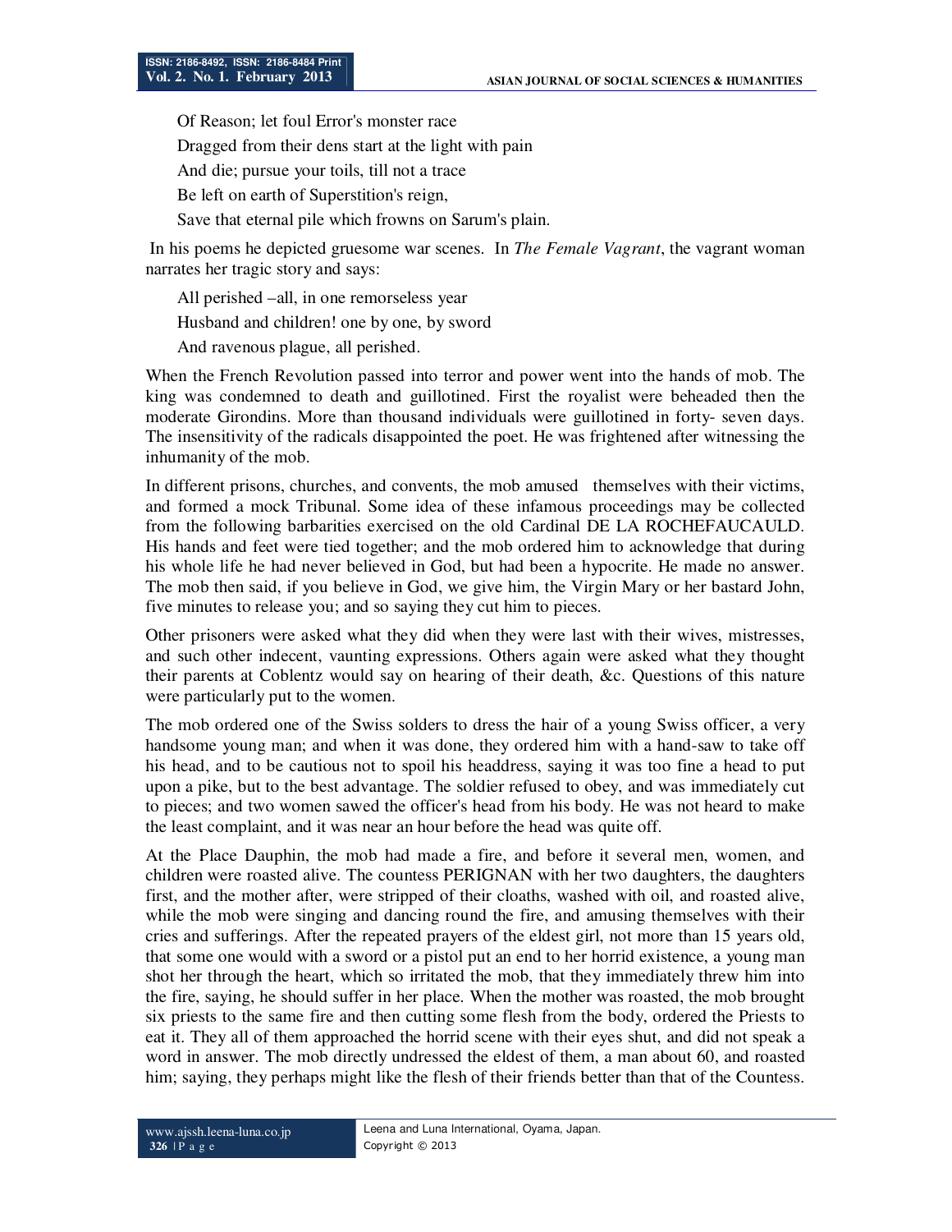Of Reason; let foul Error's monster race
Dragged from their dens start at the light with pain
And die; pursue your toils, till not a trace
Be left on earth of Superstition's reign,
Save that eternal pile which frowns on Sarum's plain.

In his poems he depicted gruesome war scenes. In *The Female Vagrant*, the vagrant woman narrates her tragic story and says:

All perished –all, in one remorseless year
Husband and children! one by one, by sword
And ravenous plague, all perished.

When the French Revolution passed into terror and power went into the hands of mob. The king was condemned to death and guillotined. First the royalist were beheaded then the moderate Girondins. More than thousand individuals were guillotined in forty- seven days. The insensitivity of the radicals disappointed the poet. He was frightened after witnessing the inhumanity of the mob.

In different prisons, churches, and convents, the mob amused themselves with their victims, and formed a mock Tribunal. Some idea of these infamous proceedings may be collected from the following barbarities exercised on the old Cardinal DE LA ROCHEFAUCAULD. His hands and feet were tied together; and the mob ordered him to acknowledge that during his whole life he had never believed in God, but had been a hypocrite. He made no answer. The mob then said, if you believe in God, we give him, the Virgin Mary or her bastard John, five minutes to release you; and so saying they cut him to pieces.

Other prisoners were asked what they did when they were last with their wives, mistresses, and such other indecent, vaunting expressions. Others again were asked what they thought their parents at Coblentz would say on hearing of their death, &c. Questions of this nature were particularly put to the women.

The mob ordered one of the Swiss solders to dress the hair of a young Swiss officer, a very handsome young man; and when it was done, they ordered him with a hand-saw to take off his head, and to be cautious not to spoil his headdress, saying it was too fine a head to put upon a pike, but to the best advantage. The soldier refused to obey, and was immediately cut to pieces; and two women sawed the officer's head from his body. He was not heard to make the least complaint, and it was near an hour before the head was quite off.

At the Place Dauphin, the mob had made a fire, and before it several men, women, and children were roasted alive. The countess PERIGNAN with her two daughters, the daughters first, and the mother after, were stripped of their cloaths, washed with oil, and roasted alive, while the mob were singing and dancing round the fire, and amusing themselves with their cries and sufferings. After the repeated prayers of the eldest girl, not more than 15 years old, that some one would with a sword or a pistol put an end to her horrid existence, a young man shot her through the heart, which so irritated the mob, that they immediately threw him into the fire, saying, he should suffer in her place. When the mother was roasted, the mob brought six priests to the same fire and then cutting some flesh from the body, ordered the Priests to eat it. They all of them approached the horrid scene with their eyes shut, and did not speak a word in answer. The mob directly undressed the eldest of them, a man about 60, and roasted him; saying, they perhaps might like the flesh of their friends better than that of the Countess.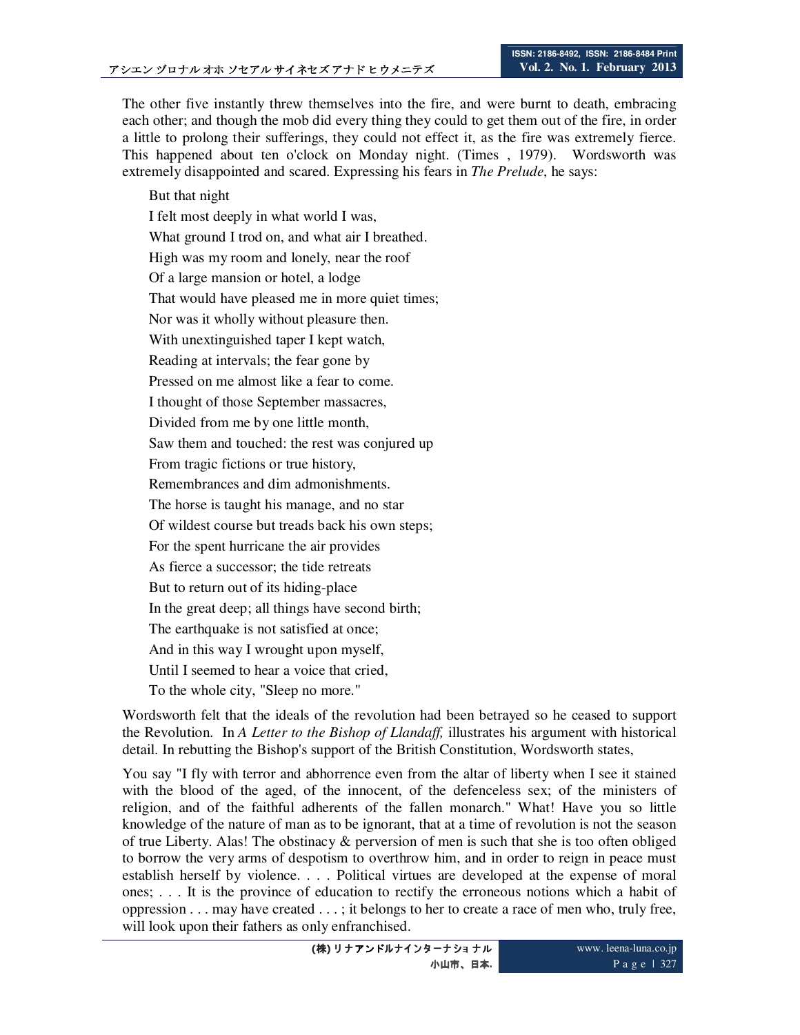The other five instantly threw themselves into the fire, and were burnt to death, embracing each other; and though the mob did every thing they could to get them out of the fire, in order a little to prolong their sufferings, they could not effect it, as the fire was extremely fierce. This happened about ten o'clock on Monday night. (Times , 1979). Wordsworth was extremely disappointed and scared. Expressing his fears in *The Prelude*, he says:

> But that night
> I felt most deeply in what world I was,
> What ground I trod on, and what air I breathed.
> High was my room and lonely, near the roof
> Of a large mansion or hotel, a lodge
> That would have pleased me in more quiet times;
> Nor was it wholly without pleasure then.
> With unextinguished taper I kept watch,
> Reading at intervals; the fear gone by
> Pressed on me almost like a fear to come.
> I thought of those September massacres,
> Divided from me by one little month,
> Saw them and touched: the rest was conjured up
> From tragic fictions or true history,
> Remembrances and dim admonishments.
> The horse is taught his manage, and no star
> Of wildest course but treads back his own steps;
> For the spent hurricane the air provides
> As fierce a successor; the tide retreats
> But to return out of its hiding-place
> In the great deep; all things have second birth;
> The earthquake is not satisfied at once;
> And in this way I wrought upon myself,
> Until I seemed to hear a voice that cried,
> To the whole city, "Sleep no more."

Wordsworth felt that the ideals of the revolution had been betrayed so he ceased to support the Revolution. In *A Letter to the Bishop of Llandaff,* illustrates his argument with historical detail. In rebutting the Bishop's support of the British Constitution, Wordsworth states,

You say "I fly with terror and abhorrence even from the altar of liberty when I see it stained with the blood of the aged, of the innocent, of the defenceless sex; of the ministers of religion, and of the faithful adherents of the fallen monarch." What! Have you so little knowledge of the nature of man as to be ignorant, that at a time of revolution is not the season of true Liberty. Alas! The obstinacy & perversion of men is such that she is too often obliged to borrow the very arms of despotism to overthrow him, and in order to reign in peace must establish herself by violence. . . . Political virtues are developed at the expense of moral ones; . . . It is the province of education to rectify the erroneous notions which a habit of oppression . . . may have created . . . ; it belongs to her to create a race of men who, truly free, will look upon their fathers as only enfranchised.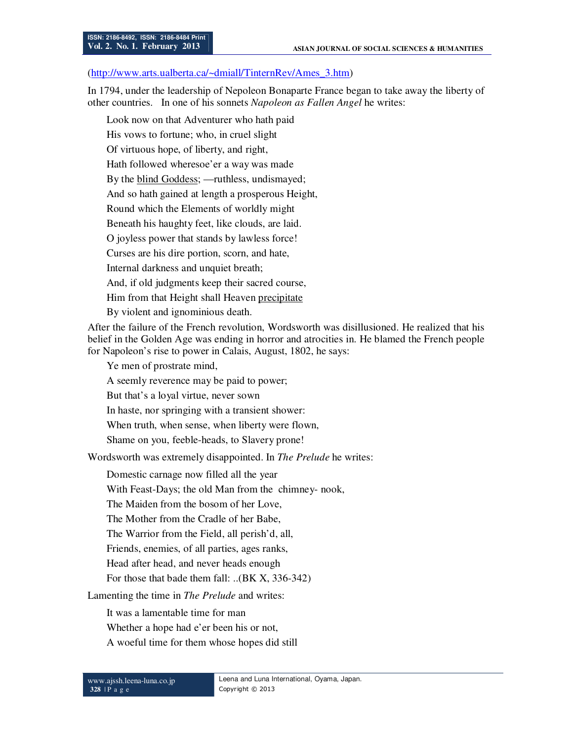(http://www.arts.ualberta.ca/~dmiall/TinternRev/Ames_3.htm)

In 1794, under the leadership of Nepoleon Bonaparte France began to take away the liberty of other countries. In one of his sonnets *Napoleon as Fallen Angel* he writes:

> Look now on that Adventurer who hath paid
> His vows to fortune; who, in cruel slight
> Of virtuous hope, of liberty, and right,
> Hath followed wheresoe'er a way was made
> By the blind Goddess; —ruthless, undismayed;
> And so hath gained at length a prosperous Height,
> Round which the Elements of worldly might
> Beneath his haughty feet, like clouds, are laid.
> O joyless power that stands by lawless force!
> Curses are his dire portion, scorn, and hate,
> Internal darkness and unquiet breath;
> And, if old judgments keep their sacred course,
> Him from that Height shall Heaven precipitate
> By violent and ignominious death.

After the failure of the French revolution, Wordsworth was disillusioned. He realized that his belief in the Golden Age was ending in horror and atrocities in. He blamed the French people for Napoleon's rise to power in Calais, August, 1802, he says:

> Ye men of prostrate mind,
> A seemly reverence may be paid to power;
> But that's a loyal virtue, never sown
> In haste, nor springing with a transient shower:
> When truth, when sense, when liberty were flown,
> Shame on you, feeble-heads, to Slavery prone!

Wordsworth was extremely disappointed. In *The Prelude* he writes:

> Domestic carnage now filled all the year
> With Feast-Days; the old Man from the chimney- nook,
> The Maiden from the bosom of her Love,
> The Mother from the Cradle of her Babe,
> The Warrior from the Field, all perish'd, all,
> Friends, enemies, of all parties, ages ranks,
> Head after head, and never heads enough
> For those that bade them fall: ..(BK X, 336-342)

Lamenting the time in *The Prelude* and writes:

> It was a lamentable time for man
> Whether a hope had e'er been his or not,
> A woeful time for them whose hopes did still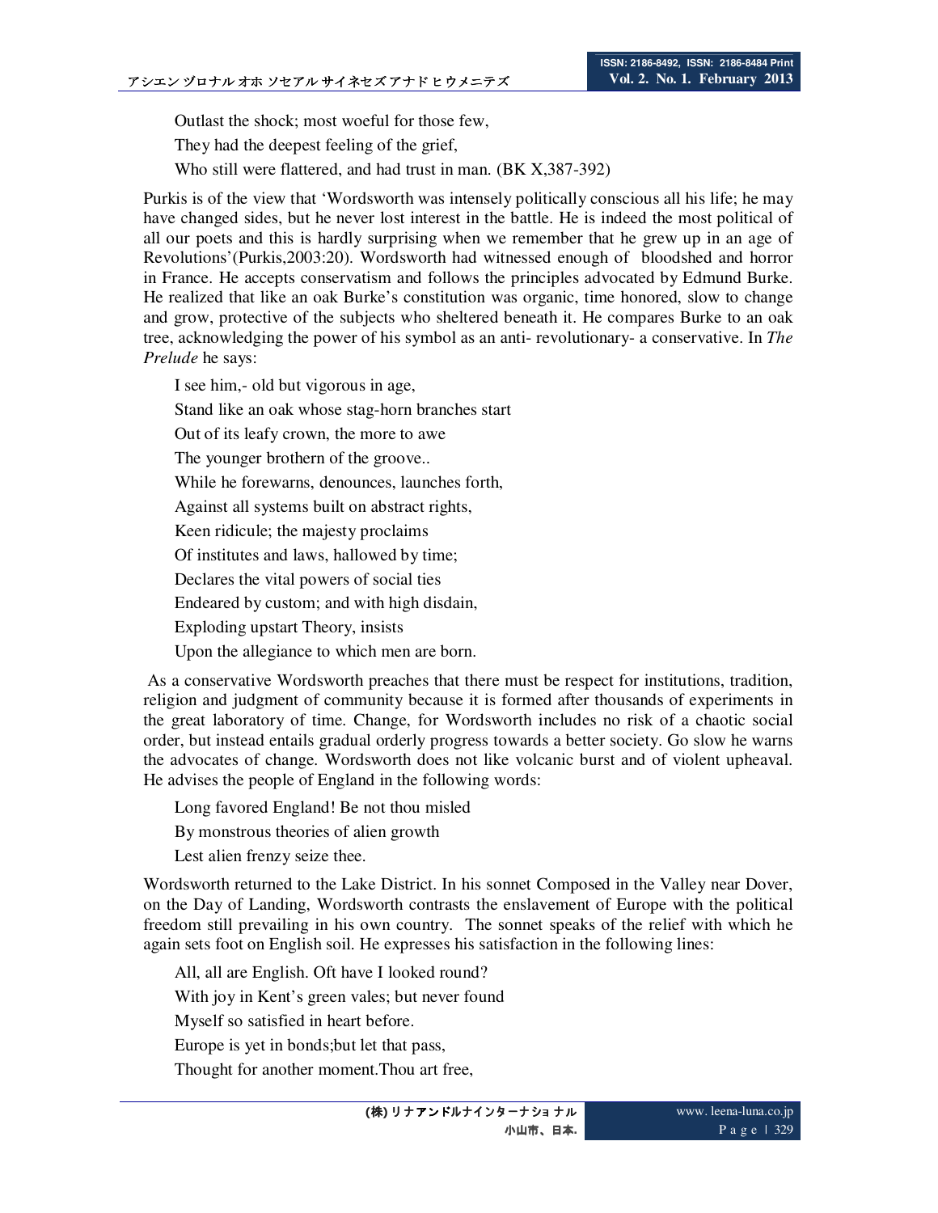Outlast the shock; most woeful for those few,

They had the deepest feeling of the grief,

Who still were flattered, and had trust in man. (BK X,387-392)

Purkis is of the view that 'Wordsworth was intensely politically conscious all his life; he may have changed sides, but he never lost interest in the battle. He is indeed the most political of all our poets and this is hardly surprising when we remember that he grew up in an age of Revolutions'(Purkis,2003:20). Wordsworth had witnessed enough of bloodshed and horror in France. He accepts conservatism and follows the principles advocated by Edmund Burke. He realized that like an oak Burke's constitution was organic, time honored, slow to change and grow, protective of the subjects who sheltered beneath it. He compares Burke to an oak tree, acknowledging the power of his symbol as an anti- revolutionary- a conservative. In *The Prelude* he says:

I see him,- old but vigorous in age,

Stand like an oak whose stag-horn branches start

Out of its leafy crown, the more to awe

The younger brothern of the groove..

While he forewarns, denounces, launches forth,

Against all systems built on abstract rights,

Keen ridicule; the majesty proclaims

Of institutes and laws, hallowed by time;

Declares the vital powers of social ties

Endeared by custom; and with high disdain,

Exploding upstart Theory, insists

Upon the allegiance to which men are born.

As a conservative Wordsworth preaches that there must be respect for institutions, tradition, religion and judgment of community because it is formed after thousands of experiments in the great laboratory of time. Change, for Wordsworth includes no risk of a chaotic social order, but instead entails gradual orderly progress towards a better society. Go slow he warns the advocates of change. Wordsworth does not like volcanic burst and of violent upheaval. He advises the people of England in the following words:

Long favored England! Be not thou misled

By monstrous theories of alien growth

Lest alien frenzy seize thee.

Wordsworth returned to the Lake District. In his sonnet Composed in the Valley near Dover, on the Day of Landing, Wordsworth contrasts the enslavement of Europe with the political freedom still prevailing in his own country. The sonnet speaks of the relief with which he again sets foot on English soil. He expresses his satisfaction in the following lines:

All, all are English. Oft have I looked round?

With joy in Kent's green vales; but never found

Myself so satisfied in heart before.

Europe is yet in bonds;but let that pass,

Thought for another moment.Thou art free,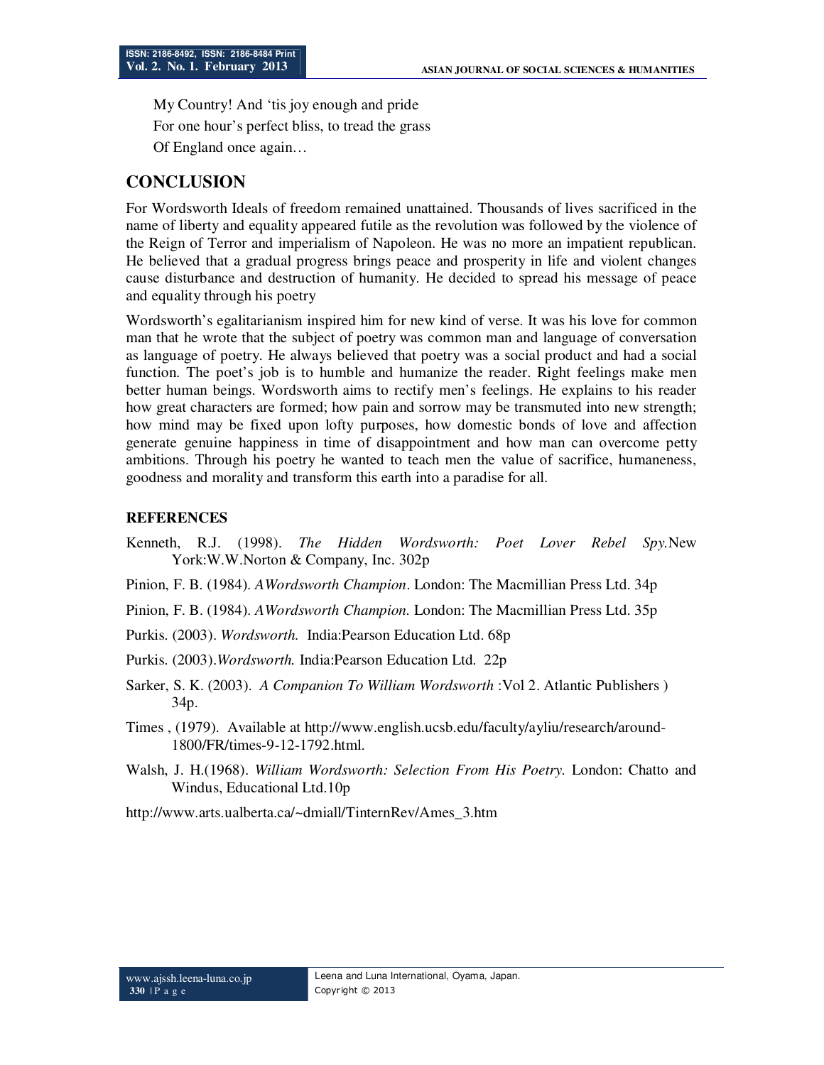My Country! And 'tis joy enough and pride
For one hour's perfect bliss, to tread the grass
Of England once again…

## CONCLUSION

For Wordsworth Ideals of freedom remained unattained. Thousands of lives sacrificed in the name of liberty and equality appeared futile as the revolution was followed by the violence of the Reign of Terror and imperialism of Napoleon. He was no more an impatient republican. He believed that a gradual progress brings peace and prosperity in life and violent changes cause disturbance and destruction of humanity. He decided to spread his message of peace and equality through his poetry

Wordsworth's egalitarianism inspired him for new kind of verse. It was his love for common man that he wrote that the subject of poetry was common man and language of conversation as language of poetry. He always believed that poetry was a social product and had a social function. The poet's job is to humble and humanize the reader. Right feelings make men better human beings. Wordsworth aims to rectify men's feelings. He explains to his reader how great characters are formed; how pain and sorrow may be transmuted into new strength; how mind may be fixed upon lofty purposes, how domestic bonds of love and affection generate genuine happiness in time of disappointment and how man can overcome petty ambitions. Through his poetry he wanted to teach men the value of sacrifice, humaneness, goodness and morality and transform this earth into a paradise for all.

### REFERENCES

Kenneth, R.J. (1998). *The Hidden Wordsworth: Poet Lover Rebel Spy.*New York:W.W.Norton & Company, Inc. 302p

Pinion, F. B. (1984). *AWordsworth Champion*. London: The Macmillian Press Ltd. 34p

Pinion, F. B. (1984). *AWordsworth Champion.* London: The Macmillian Press Ltd. 35p

Purkis. (2003). *Wordsworth.* India:Pearson Education Ltd. 68p

Purkis. (2003).*Wordsworth.* India:Pearson Education Ltd. 22p

Sarker, S. K. (2003). *A Companion To William Wordsworth* :Vol 2. Atlantic Publishers ) 34p.

Times , (1979). Available at http://www.english.ucsb.edu/faculty/ayliu/research/around-1800/FR/times-9-12-1792.html.

Walsh, J. H.(1968). *William Wordsworth: Selection From His Poetry.* London: Chatto and Windus, Educational Ltd.10p

http://www.arts.ualberta.ca/~dmiall/TinternRev/Ames_3.htm